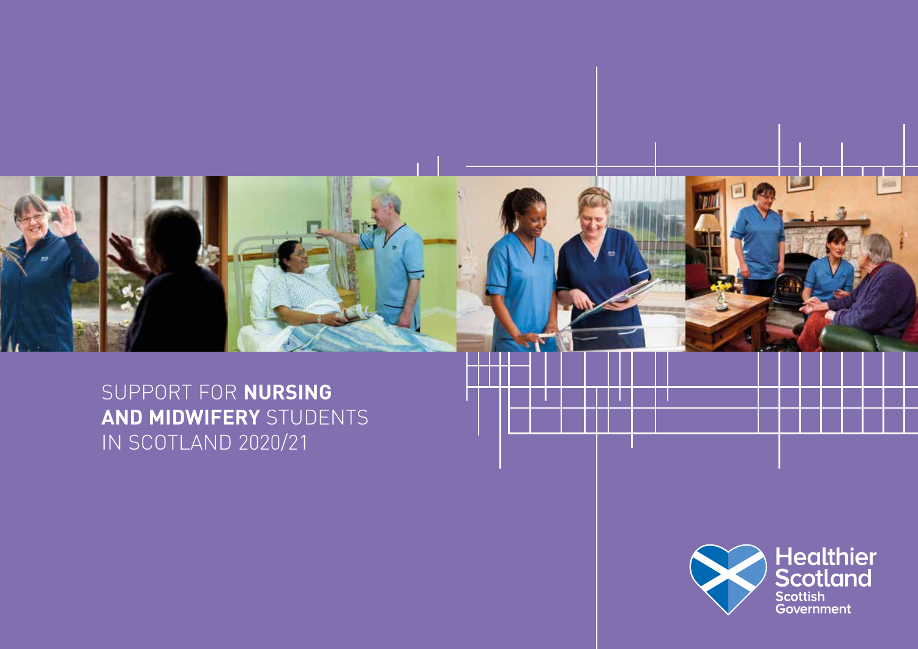# SUPPORT FOR **NURSING AND MIDWIFERY** STUDENTS IN SCOTLAND 2020/21

Healthier Scotland
Scottish Government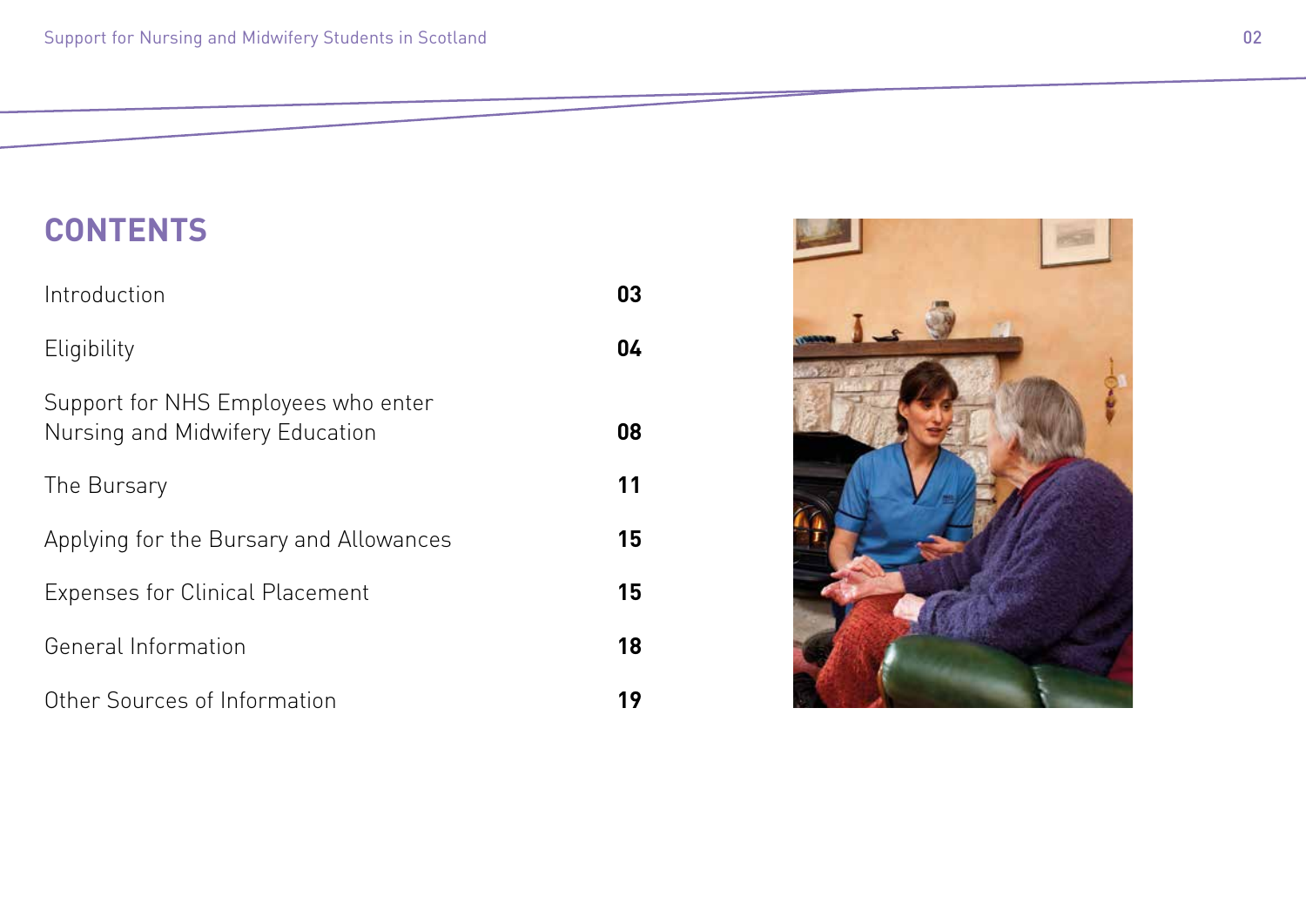# CONTENTS

| | |
|---|---|
| Introduction | 03 |
| Eligibility | 04 |
| Support for NHS Employees who enter Nursing and Midwifery Education | 08 |
| The Bursary | 11 |
| Applying for the Bursary and Allowances | 15 |
| Expenses for Clinical Placement | 15 |
| General Information | 18 |
| Other Sources of Information | 19 |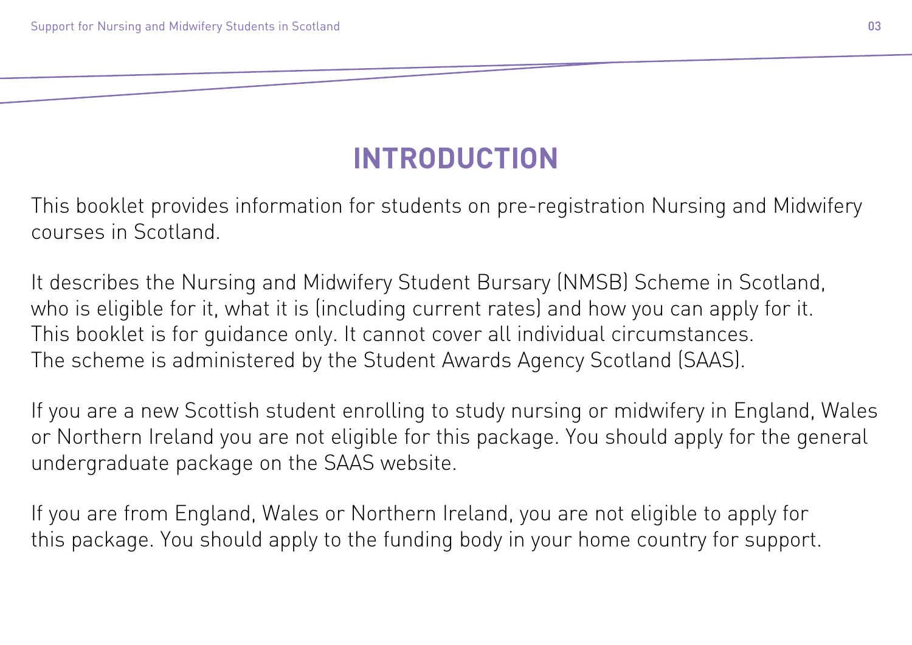# INTRODUCTION

This booklet provides information for students on pre-registration Nursing and Midwifery courses in Scotland.

It describes the Nursing and Midwifery Student Bursary (NMSB) Scheme in Scotland, who is eligible for it, what it is (including current rates) and how you can apply for it. This booklet is for guidance only. It cannot cover all individual circumstances. The scheme is administered by the Student Awards Agency Scotland (SAAS).

If you are a new Scottish student enrolling to study nursing or midwifery in England, Wales or Northern Ireland you are not eligible for this package. You should apply for the general undergraduate package on the SAAS website.

If you are from England, Wales or Northern Ireland, you are not eligible to apply for this package. You should apply to the funding body in your home country for support.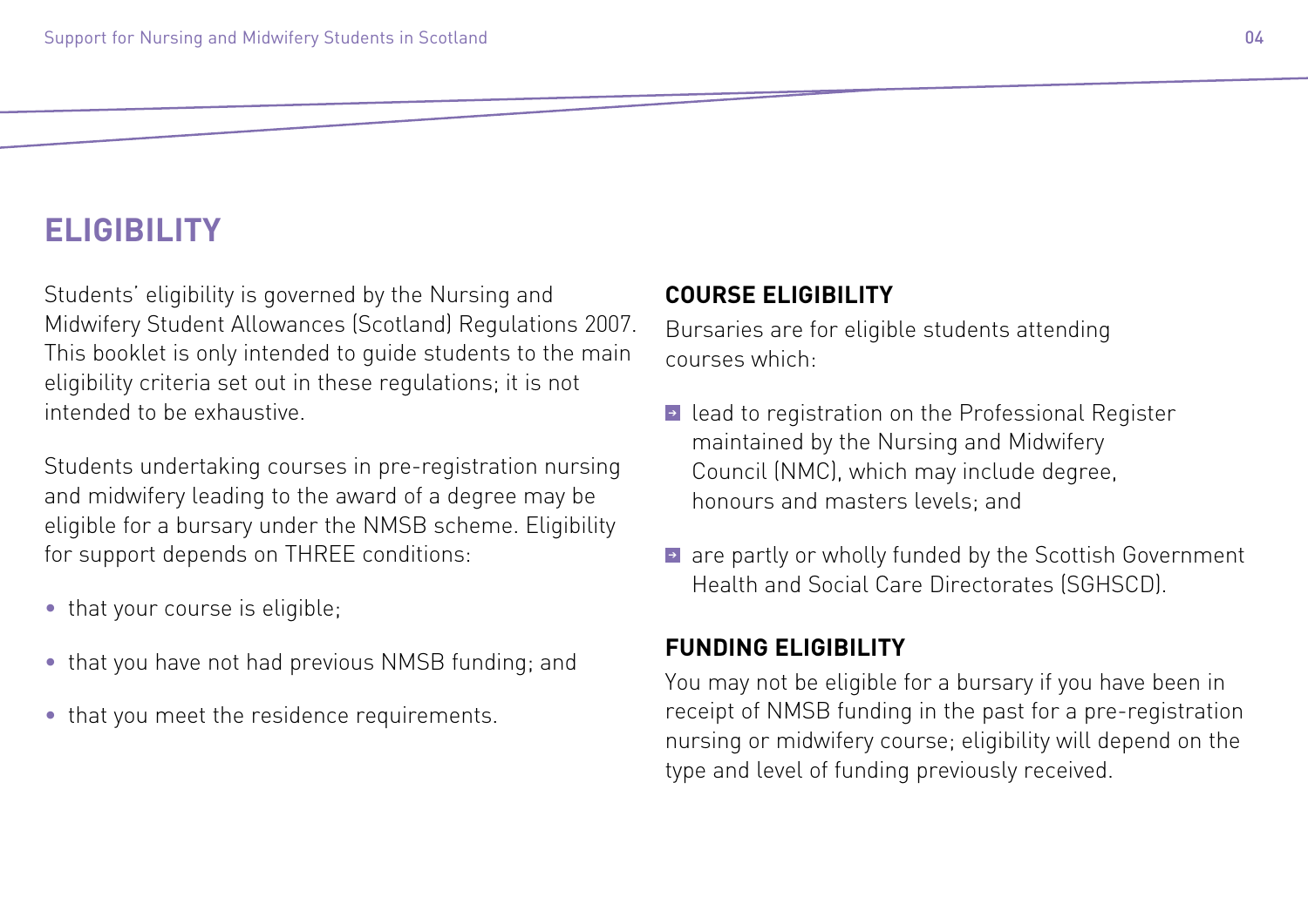# ELIGIBILITY

Students' eligibility is governed by the Nursing and Midwifery Student Allowances (Scotland) Regulations 2007. This booklet is only intended to guide students to the main eligibility criteria set out in these regulations; it is not intended to be exhaustive.

Students undertaking courses in pre-registration nursing and midwifery leading to the award of a degree may be eligible for a bursary under the NMSB scheme. Eligibility for support depends on THREE conditions:

- that your course is eligible;
- that you have not had previous NMSB funding; and
- that you meet the residence requirements.

## COURSE ELIGIBILITY

Bursaries are for eligible students attending courses which:

- lead to registration on the Professional Register maintained by the Nursing and Midwifery Council (NMC), which may include degree, honours and masters levels; and
- are partly or wholly funded by the Scottish Government Health and Social Care Directorates (SGHSCD).

## FUNDING ELIGIBILITY

You may not be eligible for a bursary if you have been in receipt of NMSB funding in the past for a pre-registration nursing or midwifery course; eligibility will depend on the type and level of funding previously received.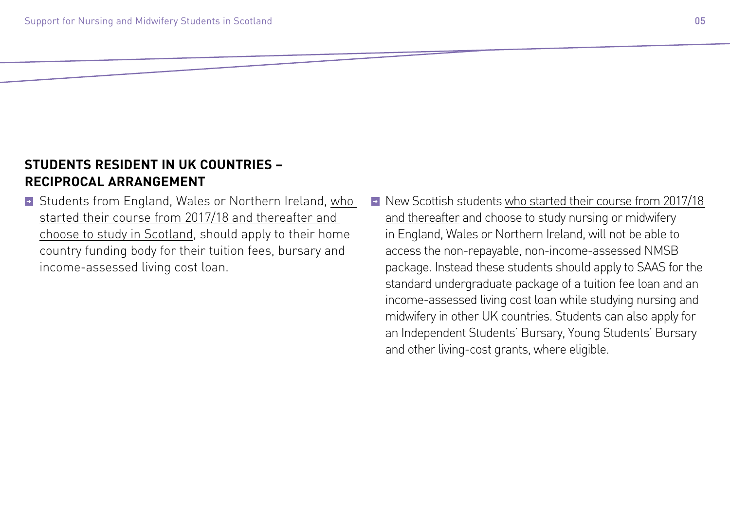## STUDENTS RESIDENT IN UK COUNTRIES – RECIPROCAL ARRANGEMENT

- Students from England, Wales or Northern Ireland, who started their course from 2017/18 and thereafter and choose to study in Scotland, should apply to their home country funding body for their tuition fees, bursary and income-assessed living cost loan.
- New Scottish students who started their course from 2017/18 and thereafter and choose to study nursing or midwifery in England, Wales or Northern Ireland, will not be able to access the non-repayable, non-income-assessed NMSB package. Instead these students should apply to SAAS for the standard undergraduate package of a tuition fee loan and an income-assessed living cost loan while studying nursing and midwifery in other UK countries. Students can also apply for an Independent Students' Bursary, Young Students' Bursary and other living-cost grants, where eligible.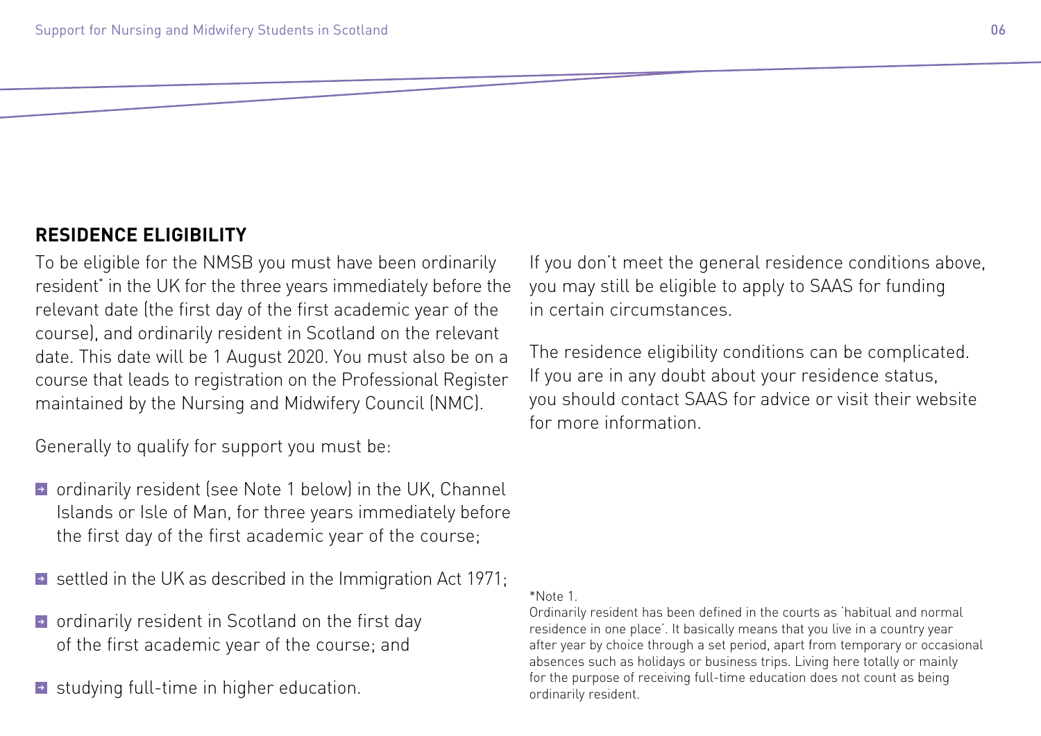## RESIDENCE ELIGIBILITY

To be eligible for the NMSB you must have been ordinarily resident* in the UK for the three years immediately before the relevant date (the first day of the first academic year of the course), and ordinarily resident in Scotland on the relevant date. This date will be 1 August 2020. You must also be on a course that leads to registration on the Professional Register maintained by the Nursing and Midwifery Council (NMC).

Generally to qualify for support you must be:

- ordinarily resident (see Note 1 below) in the UK, Channel Islands or Isle of Man, for three years immediately before the first day of the first academic year of the course;
- settled in the UK as described in the Immigration Act 1971;
- ordinarily resident in Scotland on the first day of the first academic year of the course; and
- studying full-time in higher education.

If you don't meet the general residence conditions above, you may still be eligible to apply to SAAS for funding in certain circumstances.

The residence eligibility conditions can be complicated. If you are in any doubt about your residence status, you should contact SAAS for advice or visit their website for more information.

*Note 1.
Ordinarily resident has been defined in the courts as 'habitual and normal residence in one place'. It basically means that you live in a country year after year by choice through a set period, apart from temporary or occasional absences such as holidays or business trips. Living here totally or mainly for the purpose of receiving full-time education does not count as being ordinarily resident.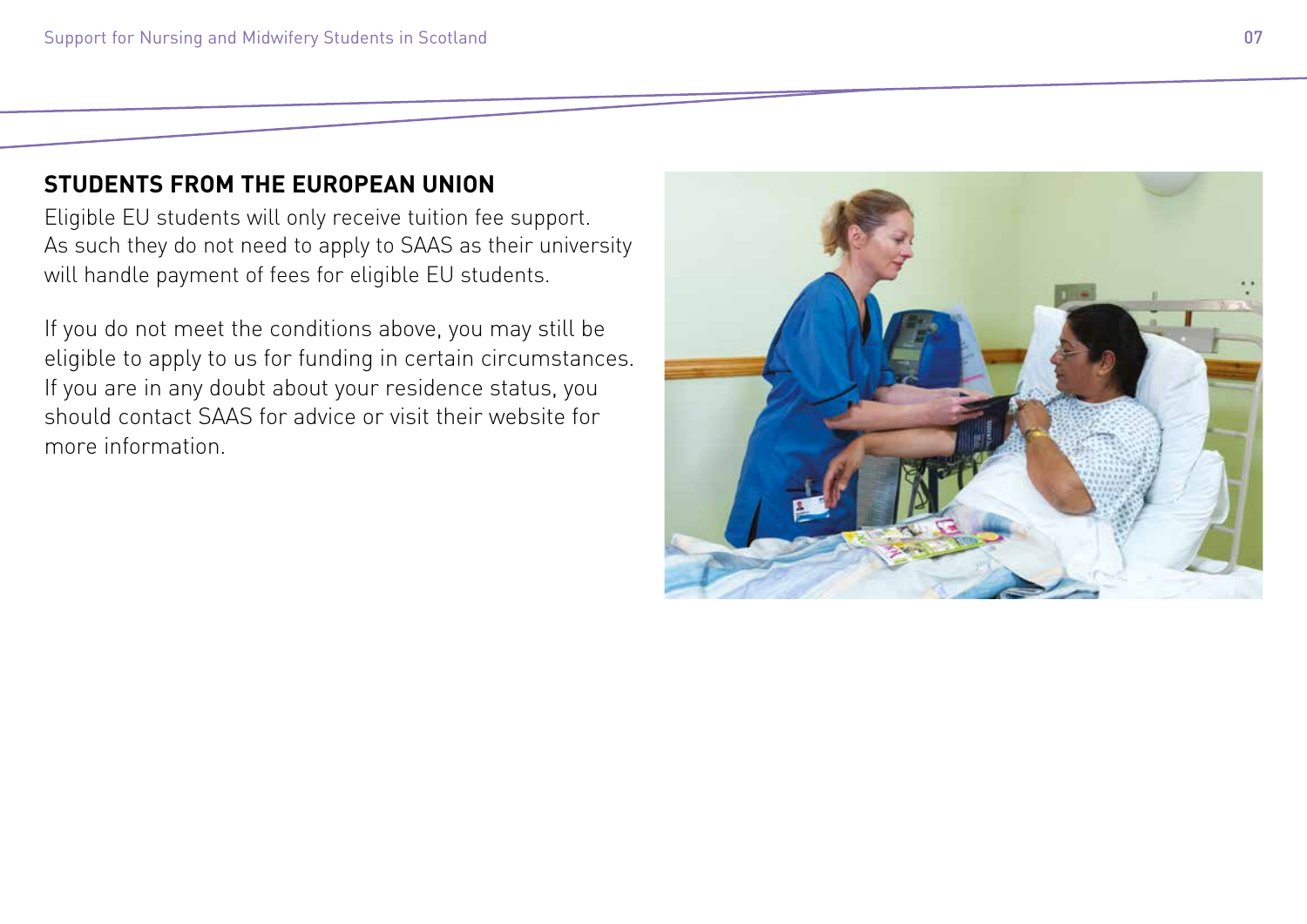## STUDENTS FROM THE EUROPEAN UNION

Eligible EU students will only receive tuition fee support. As such they do not need to apply to SAAS as their university will handle payment of fees for eligible EU students.

If you do not meet the conditions above, you may still be eligible to apply to us for funding in certain circumstances. If you are in any doubt about your residence status, you should contact SAAS for advice or visit their website for more information.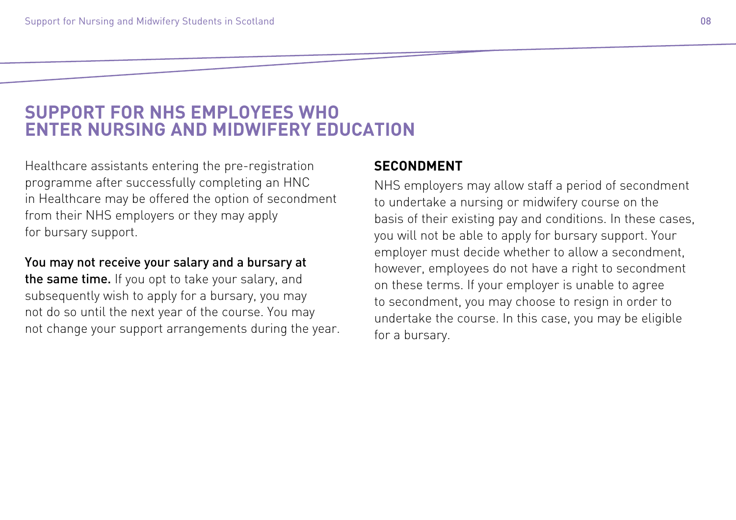# SUPPORT FOR NHS EMPLOYEES WHO ENTER NURSING AND MIDWIFERY EDUCATION

Healthcare assistants entering the pre-registration programme after successfully completing an HNC in Healthcare may be offered the option of secondment from their NHS employers or they may apply for bursary support.

**You may not receive your salary and a bursary at the same time.** If you opt to take your salary, and subsequently wish to apply for a bursary, you may not do so until the next year of the course. You may not change your support arrangements during the year.

## SECONDMENT

NHS employers may allow staff a period of secondment to undertake a nursing or midwifery course on the basis of their existing pay and conditions. In these cases, you will not be able to apply for bursary support. Your employer must decide whether to allow a secondment, however, employees do not have a right to secondment on these terms. If your employer is unable to agree to secondment, you may choose to resign in order to undertake the course. In this case, you may be eligible for a bursary.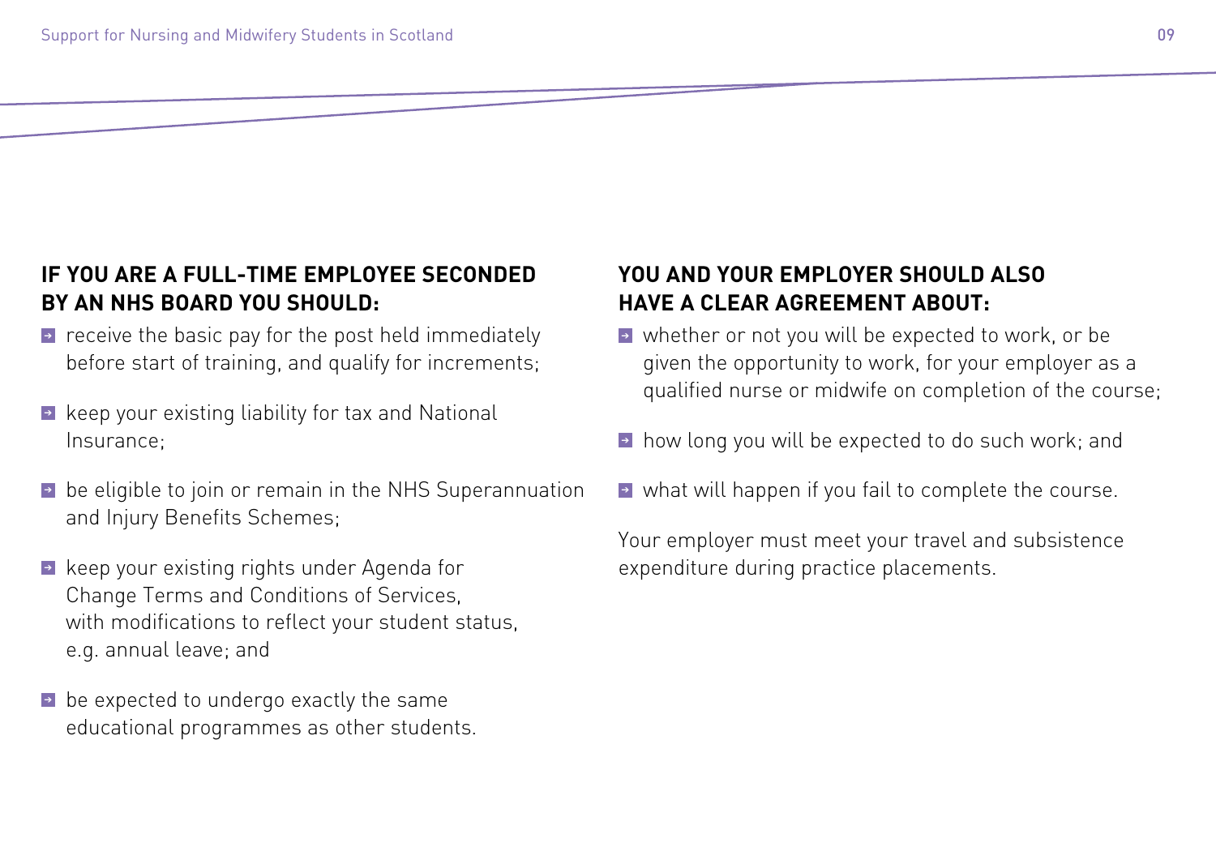### IF YOU ARE A FULL-TIME EMPLOYEE SECONDED BY AN NHS BOARD YOU SHOULD:

- receive the basic pay for the post held immediately before start of training, and qualify for increments;
- keep your existing liability for tax and National Insurance;
- be eligible to join or remain in the NHS Superannuation and Injury Benefits Schemes;
- keep your existing rights under Agenda for Change Terms and Conditions of Services, with modifications to reflect your student status, e.g. annual leave; and
- be expected to undergo exactly the same educational programmes as other students.

### YOU AND YOUR EMPLOYER SHOULD ALSO HAVE A CLEAR AGREEMENT ABOUT:

- whether or not you will be expected to work, or be given the opportunity to work, for your employer as a qualified nurse or midwife on completion of the course;
- how long you will be expected to do such work; and
- what will happen if you fail to complete the course.

Your employer must meet your travel and subsistence expenditure during practice placements.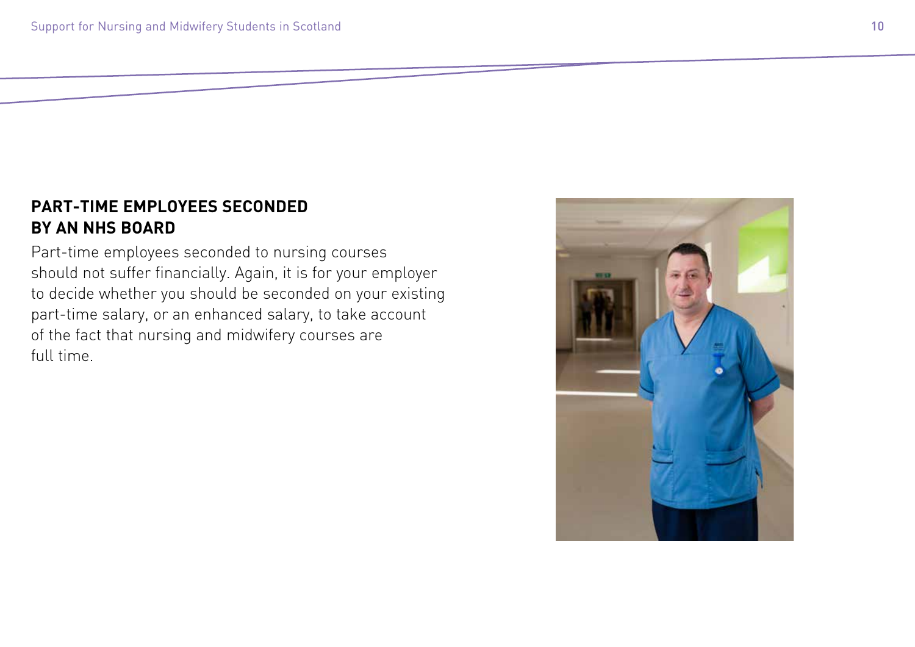## PART-TIME EMPLOYEES SECONDED BY AN NHS BOARD

Part-time employees seconded to nursing courses should not suffer financially. Again, it is for your employer to decide whether you should be seconded on your existing part-time salary, or an enhanced salary, to take account of the fact that nursing and midwifery courses are full time.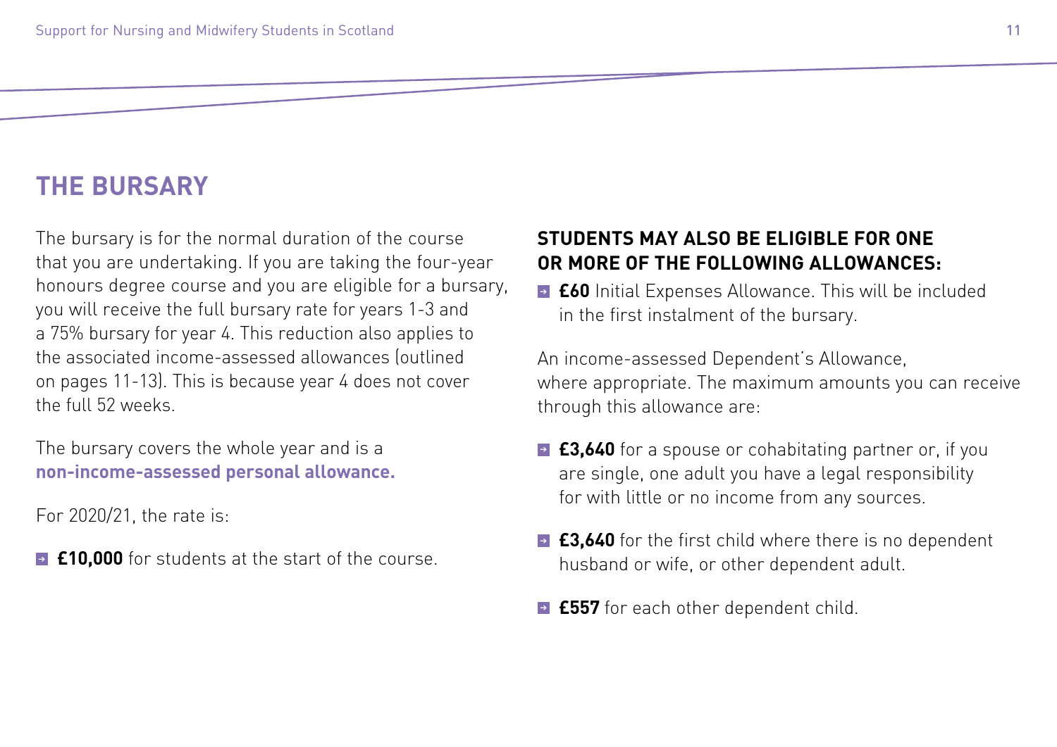# THE BURSARY

The bursary is for the normal duration of the course that you are undertaking. If you are taking the four-year honours degree course and you are eligible for a bursary, you will receive the full bursary rate for years 1-3 and a 75% bursary for year 4. This reduction also applies to the associated income-assessed allowances (outlined on pages 11-13). This is because year 4 does not cover the full 52 weeks.

The bursary covers the whole year and is a **non-income-assessed personal allowance.**

For 2020/21, the rate is:

- **£10,000** for students at the start of the course.

## STUDENTS MAY ALSO BE ELIGIBLE FOR ONE OR MORE OF THE FOLLOWING ALLOWANCES:

- **£60** Initial Expenses Allowance. This will be included in the first instalment of the bursary.

An income-assessed Dependent's Allowance, where appropriate. The maximum amounts you can receive through this allowance are:

- **£3,640** for a spouse or cohabitating partner or, if you are single, one adult you have a legal responsibility for with little or no income from any sources.
- **£3,640** for the first child where there is no dependent husband or wife, or other dependent adult.
- **£557** for each other dependent child.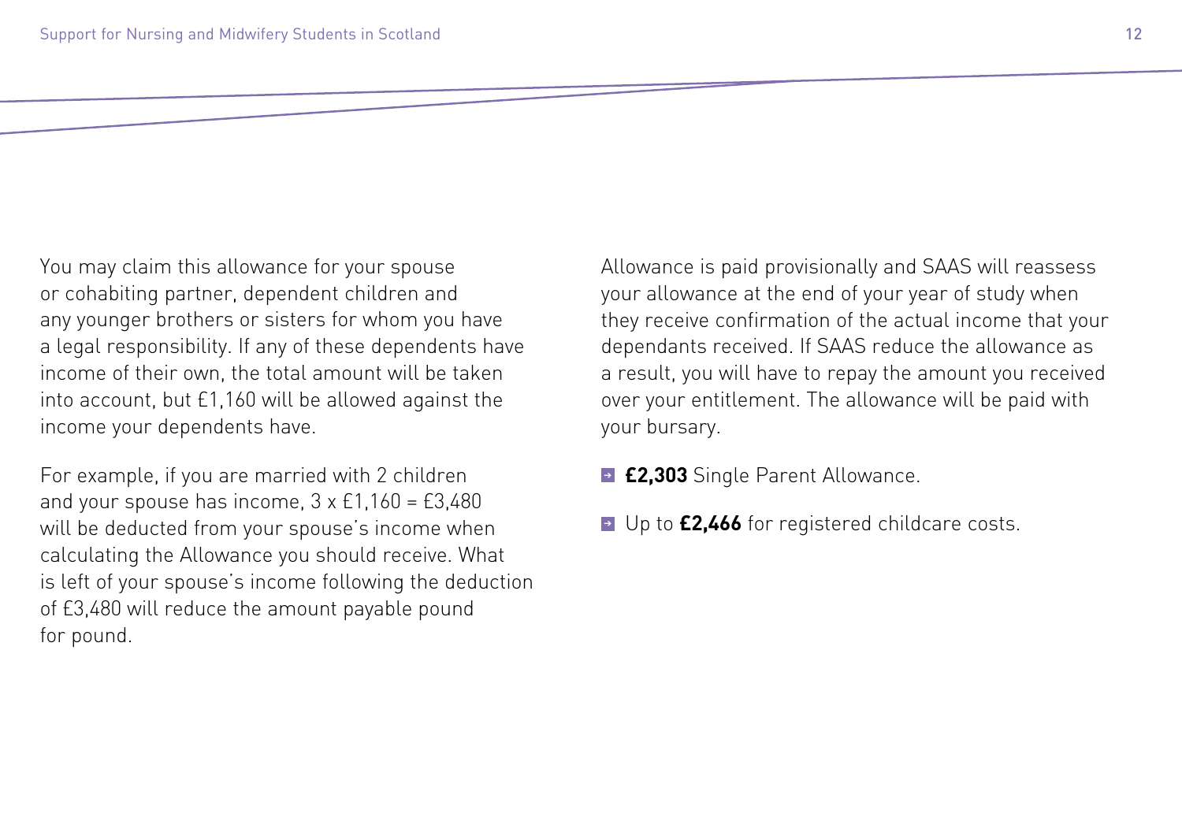You may claim this allowance for your spouse or cohabiting partner, dependent children and any younger brothers or sisters for whom you have a legal responsibility. If any of these dependents have income of their own, the total amount will be taken into account, but £1,160 will be allowed against the income your dependents have.

For example, if you are married with 2 children and your spouse has income, 3 x £1,160 = £3,480 will be deducted from your spouse's income when calculating the Allowance you should receive. What is left of your spouse's income following the deduction of £3,480 will reduce the amount payable pound for pound.

Allowance is paid provisionally and SAAS will reassess your allowance at the end of your year of study when they receive confirmation of the actual income that your dependants received. If SAAS reduce the allowance as a result, you will have to repay the amount you received over your entitlement. The allowance will be paid with your bursary.

- **£2,303** Single Parent Allowance.
- Up to **£2,466** for registered childcare costs.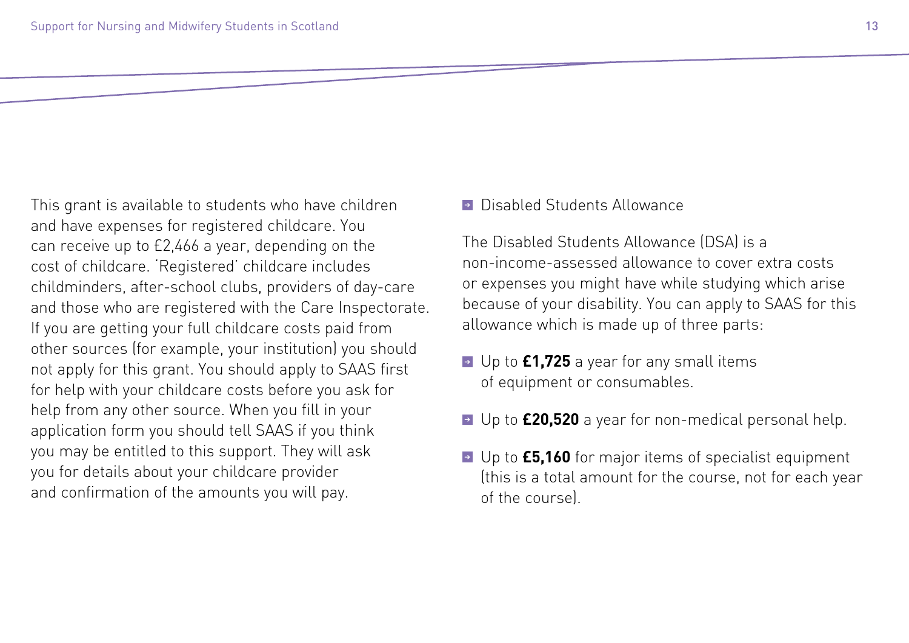This grant is available to students who have children and have expenses for registered childcare. You can receive up to £2,466 a year, depending on the cost of childcare. 'Registered' childcare includes childminders, after-school clubs, providers of day-care and those who are registered with the Care Inspectorate. If you are getting your full childcare costs paid from other sources (for example, your institution) you should not apply for this grant. You should apply to SAAS first for help with your childcare costs before you ask for help from any other source. When you fill in your application form you should tell SAAS if you think you may be entitled to this support. They will ask you for details about your childcare provider and confirmation of the amounts you will pay.

- Disabled Students Allowance

The Disabled Students Allowance (DSA) is a non-income-assessed allowance to cover extra costs or expenses you might have while studying which arise because of your disability. You can apply to SAAS for this allowance which is made up of three parts:

- Up to **£1,725** a year for any small items of equipment or consumables.
- Up to **£20,520** a year for non-medical personal help.
- Up to **£5,160** for major items of specialist equipment (this is a total amount for the course, not for each year of the course).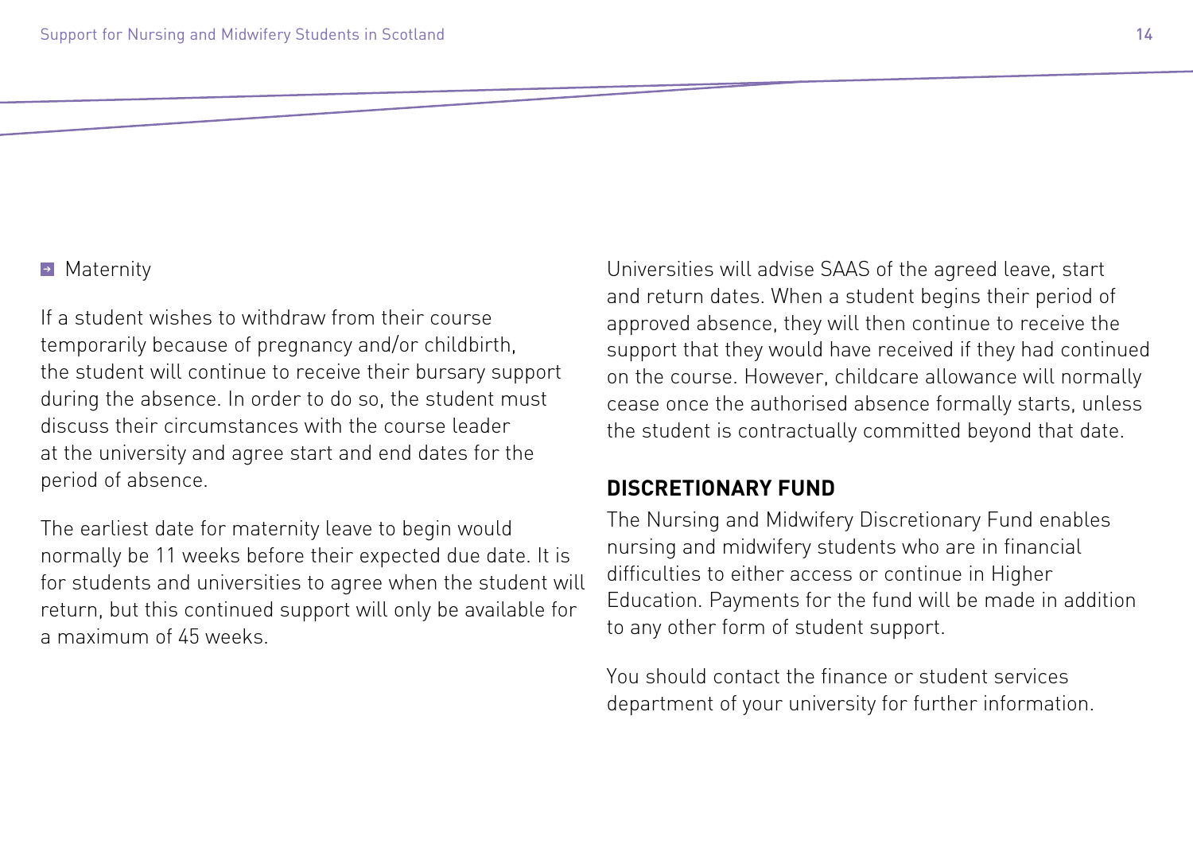- Maternity

If a student wishes to withdraw from their course temporarily because of pregnancy and/or childbirth, the student will continue to receive their bursary support during the absence. In order to do so, the student must discuss their circumstances with the course leader at the university and agree start and end dates for the period of absence.

The earliest date for maternity leave to begin would normally be 11 weeks before their expected due date. It is for students and universities to agree when the student will return, but this continued support will only be available for a maximum of 45 weeks.

Universities will advise SAAS of the agreed leave, start and return dates. When a student begins their period of approved absence, they will then continue to receive the support that they would have received if they had continued on the course. However, childcare allowance will normally cease once the authorised absence formally starts, unless the student is contractually committed beyond that date.

## DISCRETIONARY FUND

The Nursing and Midwifery Discretionary Fund enables nursing and midwifery students who are in financial difficulties to either access or continue in Higher Education. Payments for the fund will be made in addition to any other form of student support.

You should contact the finance or student services department of your university for further information.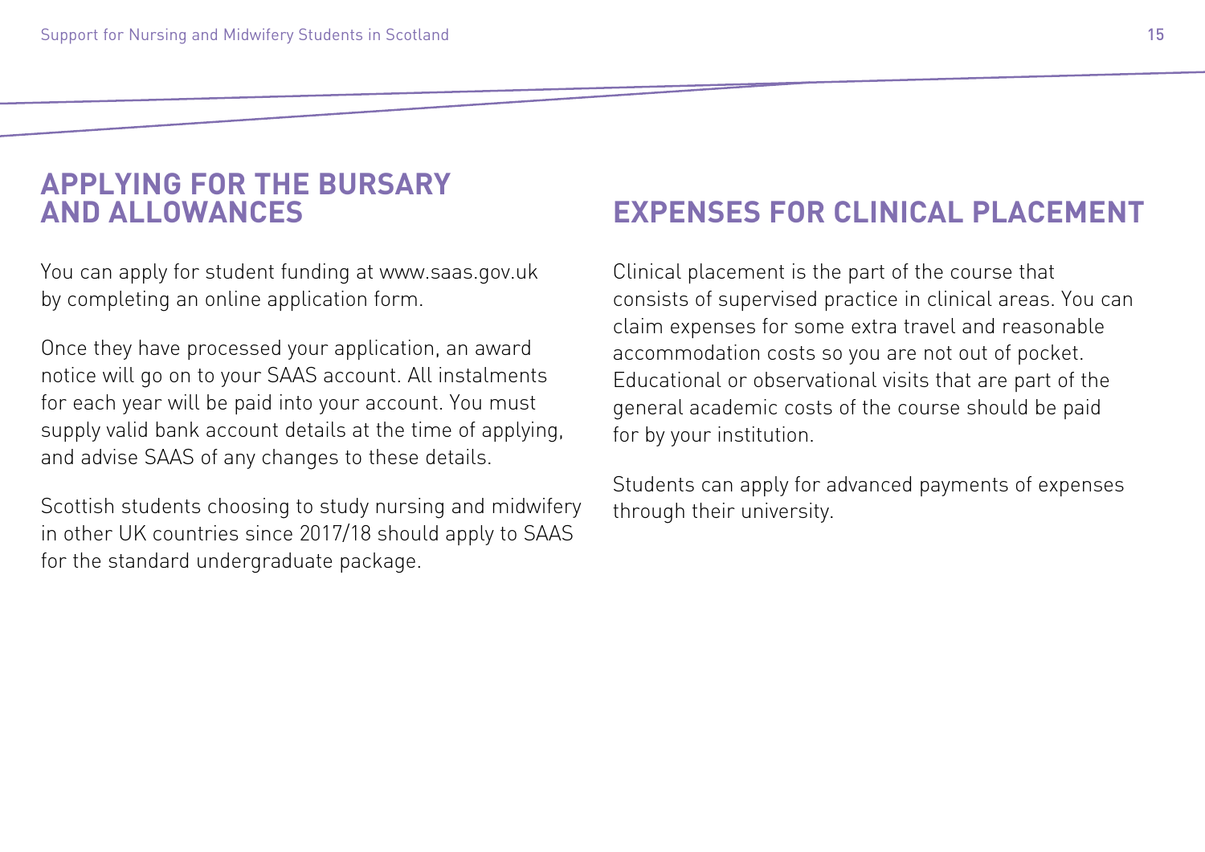## APPLYING FOR THE BURSARY AND ALLOWANCES

You can apply for student funding at www.saas.gov.uk by completing an online application form.

Once they have processed your application, an award notice will go on to your SAAS account. All instalments for each year will be paid into your account. You must supply valid bank account details at the time of applying, and advise SAAS of any changes to these details.

Scottish students choosing to study nursing and midwifery in other UK countries since 2017/18 should apply to SAAS for the standard undergraduate package.

## EXPENSES FOR CLINICAL PLACEMENT

Clinical placement is the part of the course that consists of supervised practice in clinical areas. You can claim expenses for some extra travel and reasonable accommodation costs so you are not out of pocket. Educational or observational visits that are part of the general academic costs of the course should be paid for by your institution.

Students can apply for advanced payments of expenses through their university.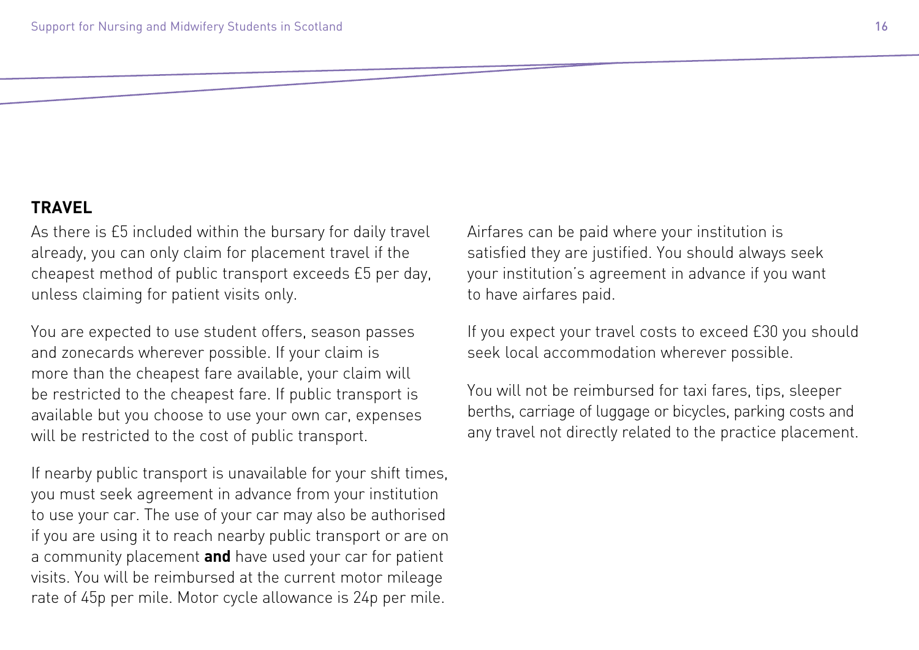## TRAVEL

As there is £5 included within the bursary for daily travel already, you can only claim for placement travel if the cheapest method of public transport exceeds £5 per day, unless claiming for patient visits only.

You are expected to use student offers, season passes and zonecards wherever possible. If your claim is more than the cheapest fare available, your claim will be restricted to the cheapest fare. If public transport is available but you choose to use your own car, expenses will be restricted to the cost of public transport.

If nearby public transport is unavailable for your shift times, you must seek agreement in advance from your institution to use your car. The use of your car may also be authorised if you are using it to reach nearby public transport or are on a community placement **and** have used your car for patient visits. You will be reimbursed at the current motor mileage rate of 45p per mile. Motor cycle allowance is 24p per mile.

Airfares can be paid where your institution is satisfied they are justified. You should always seek your institution's agreement in advance if you want to have airfares paid.

If you expect your travel costs to exceed £30 you should seek local accommodation wherever possible.

You will not be reimbursed for taxi fares, tips, sleeper berths, carriage of luggage or bicycles, parking costs and any travel not directly related to the practice placement.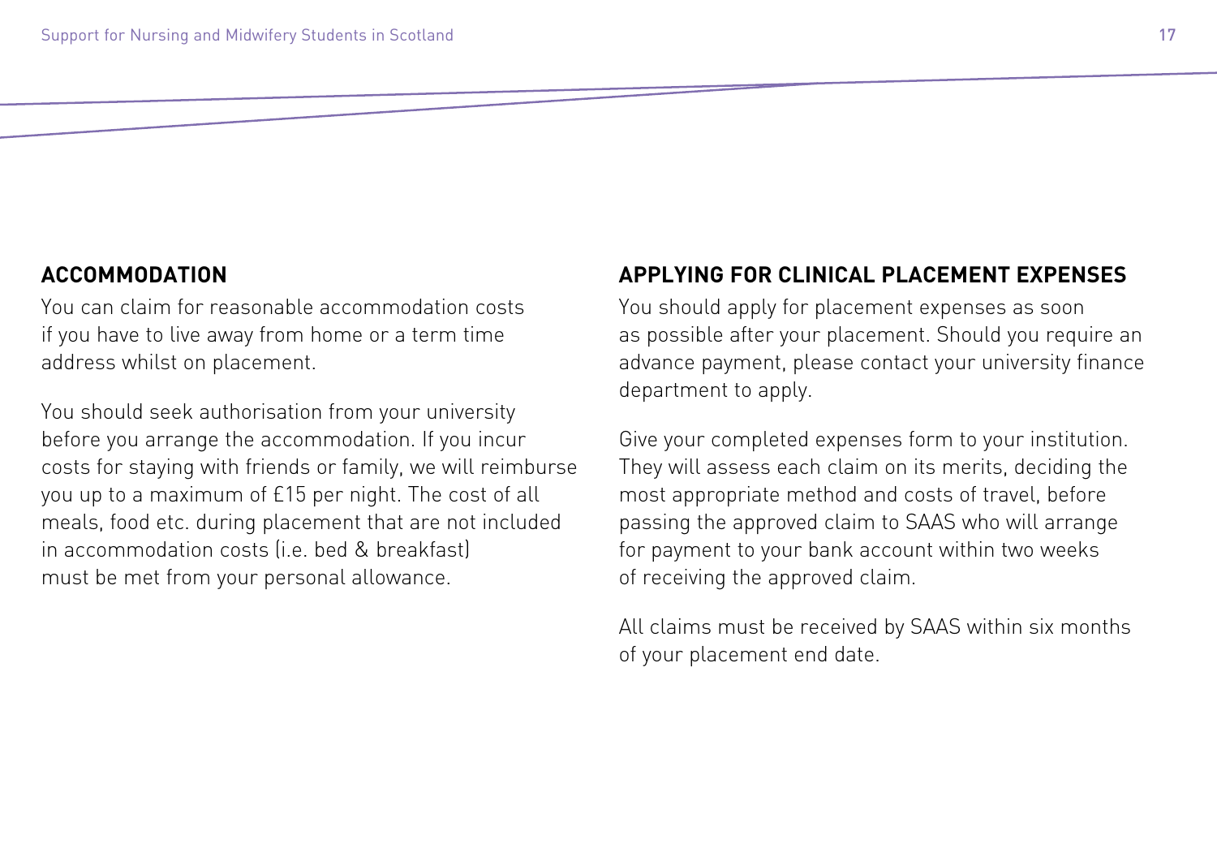## ACCOMMODATION

You can claim for reasonable accommodation costs if you have to live away from home or a term time address whilst on placement.

You should seek authorisation from your university before you arrange the accommodation. If you incur costs for staying with friends or family, we will reimburse you up to a maximum of £15 per night. The cost of all meals, food etc. during placement that are not included in accommodation costs (i.e. bed & breakfast) must be met from your personal allowance.

## APPLYING FOR CLINICAL PLACEMENT EXPENSES

You should apply for placement expenses as soon as possible after your placement. Should you require an advance payment, please contact your university finance department to apply.

Give your completed expenses form to your institution. They will assess each claim on its merits, deciding the most appropriate method and costs of travel, before passing the approved claim to SAAS who will arrange for payment to your bank account within two weeks of receiving the approved claim.

All claims must be received by SAAS within six months of your placement end date.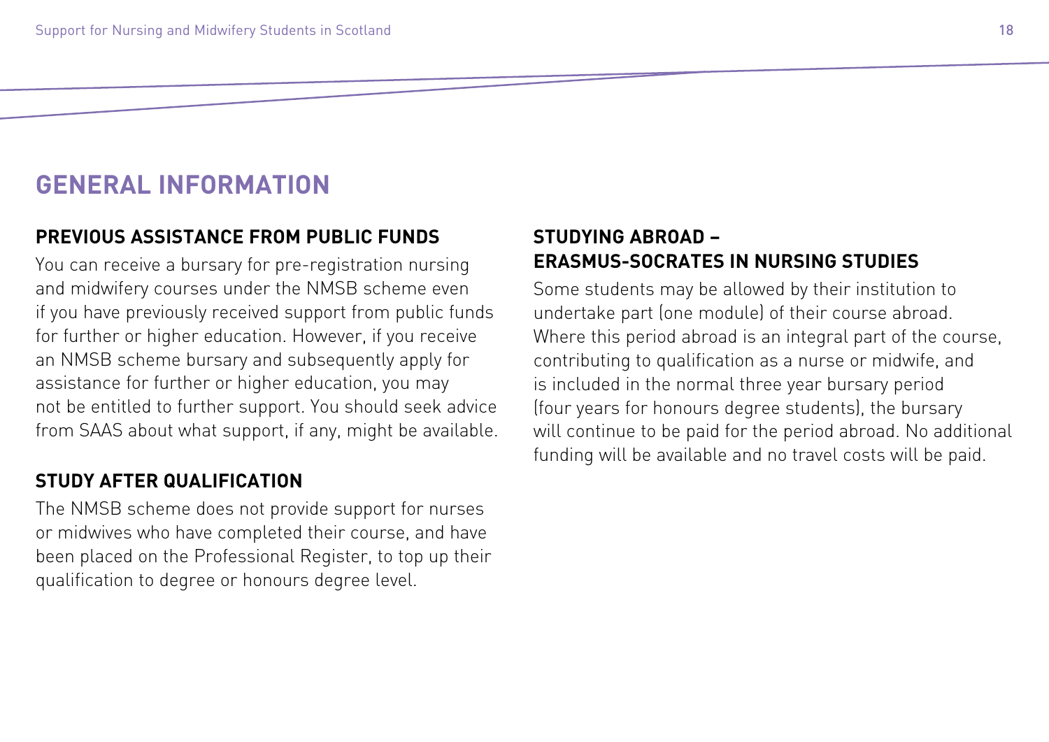# GENERAL INFORMATION

## PREVIOUS ASSISTANCE FROM PUBLIC FUNDS

You can receive a bursary for pre-registration nursing and midwifery courses under the NMSB scheme even if you have previously received support from public funds for further or higher education. However, if you receive an NMSB scheme bursary and subsequently apply for assistance for further or higher education, you may not be entitled to further support. You should seek advice from SAAS about what support, if any, might be available.

## STUDY AFTER QUALIFICATION

The NMSB scheme does not provide support for nurses or midwives who have completed their course, and have been placed on the Professional Register, to top up their qualification to degree or honours degree level.

## STUDYING ABROAD – ERASMUS-SOCRATES IN NURSING STUDIES

Some students may be allowed by their institution to undertake part (one module) of their course abroad. Where this period abroad is an integral part of the course, contributing to qualification as a nurse or midwife, and is included in the normal three year bursary period (four years for honours degree students), the bursary will continue to be paid for the period abroad. No additional funding will be available and no travel costs will be paid.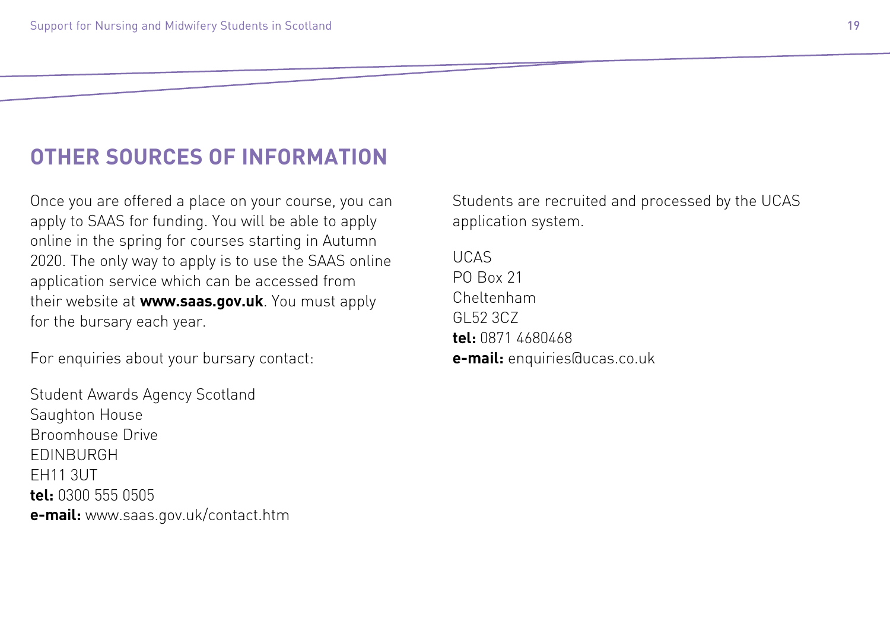## OTHER SOURCES OF INFORMATION

Once you are offered a place on your course, you can apply to SAAS for funding. You will be able to apply online in the spring for courses starting in Autumn 2020. The only way to apply is to use the SAAS online application service which can be accessed from their website at **www.saas.gov.uk**. You must apply for the bursary each year.

For enquiries about your bursary contact:

Student Awards Agency Scotland  
Saughton House  
Broomhouse Drive  
EDINBURGH  
EH11 3UT  
**tel:** 0300 555 0505  
**e-mail:** www.saas.gov.uk/contact.htm

Students are recruited and processed by the UCAS application system.

UCAS  
PO Box 21  
Cheltenham  
GL52 3CZ  
**tel:** 0871 4680468  
**e-mail:** enquiries@ucas.co.uk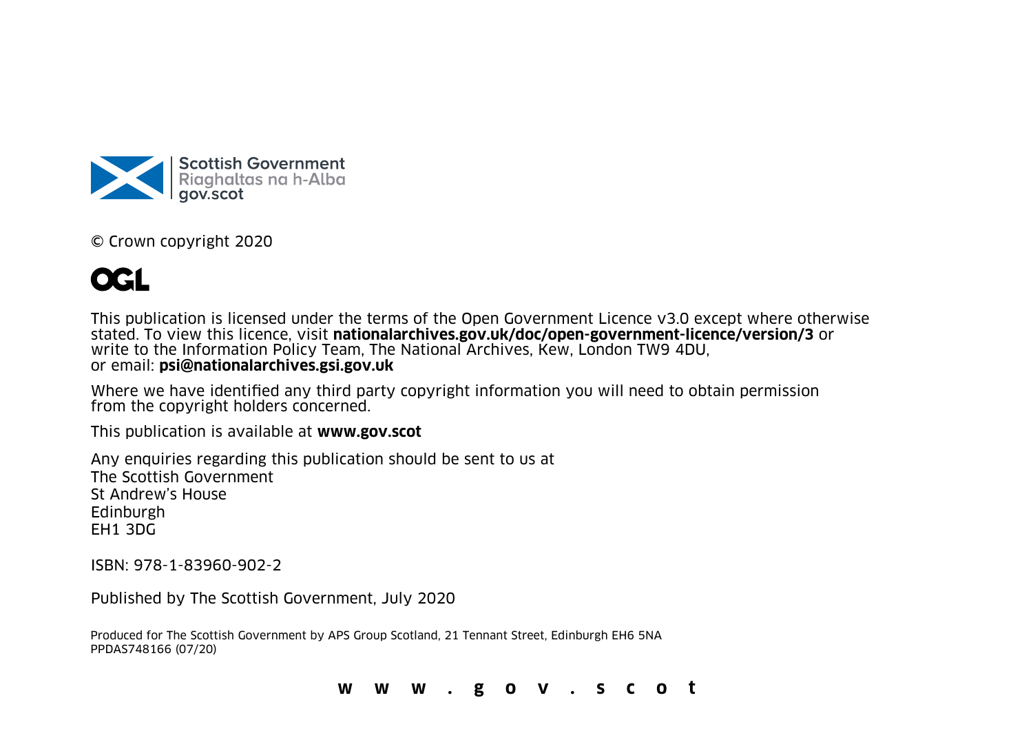Scottish Government
Riaghaltas na h-Alba
gov.scot

© Crown copyright 2020

OGL

This publication is licensed under the terms of the Open Government Licence v3.0 except where otherwise stated. To view this licence, visit **nationalarchives.gov.uk/doc/open-government-licence/version/3** or write to the Information Policy Team, The National Archives, Kew, London TW9 4DU, or email: **psi@nationalarchives.gsi.gov.uk**

Where we have identified any third party copyright information you will need to obtain permission from the copyright holders concerned.

This publication is available at **www.gov.scot**

Any enquiries regarding this publication should be sent to us at
The Scottish Government
St Andrew's House
Edinburgh
EH1 3DG

ISBN: 978-1-83960-902-2

Published by The Scottish Government, July 2020

Produced for The Scottish Government by APS Group Scotland, 21 Tennant Street, Edinburgh EH6 5NA
PPDAS748166 (07/20)

**w w w . g o v . s c o t**